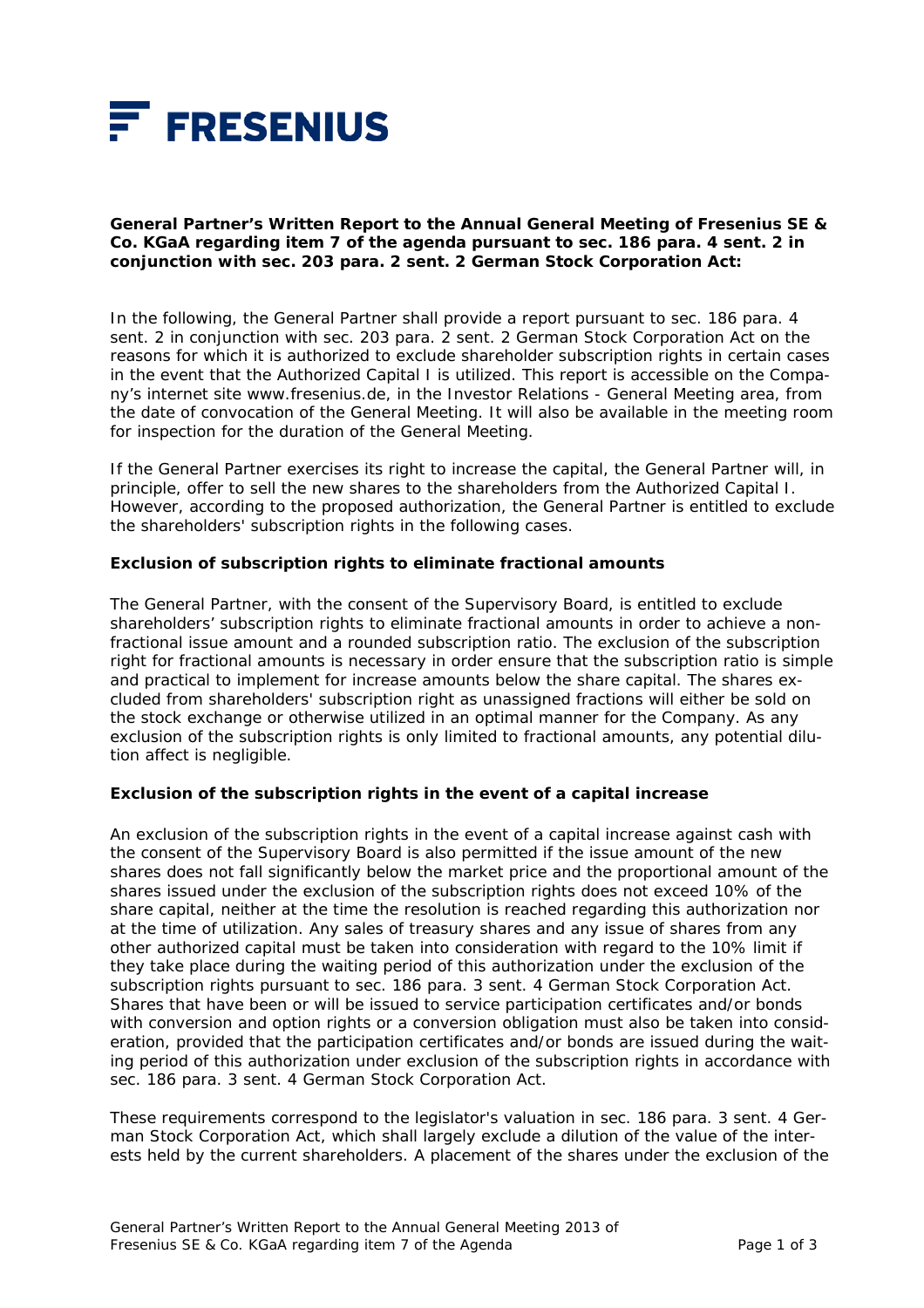**General Partner's Written Report to the Annual General Meeting of Fresenius SE & Co. KGaA regarding item 7 of the agenda pursuant to sec. 186 para. 4 sent. 2 in conjunction with sec. 203 para. 2 sent. 2 German Stock Corporation Act:**

In the following, the General Partner shall provide a report pursuant to sec. 186 para. 4 sent. 2 in conjunction with sec. 203 para. 2 sent. 2 German Stock Corporation Act on the reasons for which it is authorized to exclude shareholder subscription rights in certain cases in the event that the Authorized Capital I is utilized. This report is accessible on the Company's internet site www.fresenius.de, in the Investor Relations - General Meeting area, from the date of convocation of the General Meeting. It will also be available in the meeting room for inspection for the duration of the General Meeting.

If the General Partner exercises its right to increase the capital, the General Partner will, in principle, offer to sell the new shares to the shareholders from the Authorized Capital I. However, according to the proposed authorization, the General Partner is entitled to exclude the shareholders' subscription rights in the following cases.

**Exclusion of subscription rights to eliminate fractional amounts**

The General Partner, with the consent of the Supervisory Board, is entitled to exclude shareholders' subscription rights to eliminate fractional amounts in order to achieve a non-fractional issue amount and a rounded subscription ratio. The exclusion of the subscription right for fractional amounts is necessary in order ensure that the subscription ratio is simple and practical to implement for increase amounts below the share capital. The shares excluded from shareholders' subscription right as unassigned fractions will either be sold on the stock exchange or otherwise utilized in an optimal manner for the Company. As any exclusion of the subscription rights is only limited to fractional amounts, any potential dilution affect is negligible.

**Exclusion of the subscription rights in the event of a capital increase**

An exclusion of the subscription rights in the event of a capital increase against cash with the consent of the Supervisory Board is also permitted if the issue amount of the new shares does not fall significantly below the market price and the proportional amount of the shares issued under the exclusion of the subscription rights does not exceed 10% of the share capital, neither at the time the resolution is reached regarding this authorization nor at the time of utilization. Any sales of treasury shares and any issue of shares from any other authorized capital must be taken into consideration with regard to the 10% limit if they take place during the waiting period of this authorization under the exclusion of the subscription rights pursuant to sec. 186 para. 3 sent. 4 German Stock Corporation Act. Shares that have been or will be issued to service participation certificates and/or bonds with conversion and option rights or a conversion obligation must also be taken into consideration, provided that the participation certificates and/or bonds are issued during the waiting period of this authorization under exclusion of the subscription rights in accordance with sec. 186 para. 3 sent. 4 German Stock Corporation Act.

These requirements correspond to the legislator's valuation in sec. 186 para. 3 sent. 4 German Stock Corporation Act, which shall largely exclude a dilution of the value of the interests held by the current shareholders. A placement of the shares under the exclusion of the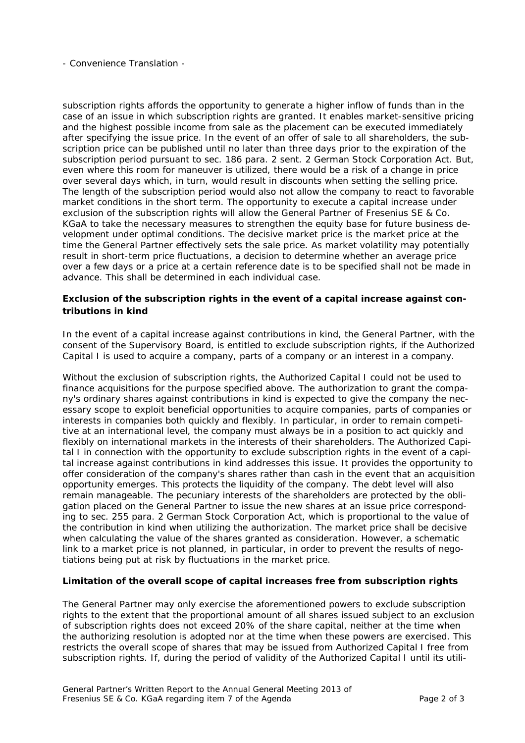subscription rights affords the opportunity to generate a higher inflow of funds than in the case of an issue in which subscription rights are granted. It enables market-sensitive pricing and the highest possible income from sale as the placement can be executed immediately after specifying the issue price. In the event of an offer of sale to all shareholders, the subscription price can be published until no later than three days prior to the expiration of the subscription period pursuant to sec. 186 para. 2 sent. 2 German Stock Corporation Act. But, even where this room for maneuver is utilized, there would be a risk of a change in price over several days which, in turn, would result in discounts when setting the selling price. The length of the subscription period would also not allow the company to react to favorable market conditions in the short term. The opportunity to execute a capital increase under exclusion of the subscription rights will allow the General Partner of Fresenius SE & Co. KGaA to take the necessary measures to strengthen the equity base for future business development under optimal conditions. The decisive market price is the market price at the time the General Partner effectively sets the sale price. As market volatility may potentially result in short-term price fluctuations, a decision to determine whether an average price over a few days or a price at a certain reference date is to be specified shall not be made in advance. This shall be determined in each individual case.

**Exclusion of the subscription rights in the event of a capital increase against contributions in kind**

In the event of a capital increase against contributions in kind, the General Partner, with the consent of the Supervisory Board, is entitled to exclude subscription rights, if the Authorized Capital I is used to acquire a company, parts of a company or an interest in a company.

Without the exclusion of subscription rights, the Authorized Capital I could not be used to finance acquisitions for the purpose specified above. The authorization to grant the company's ordinary shares against contributions in kind is expected to give the company the necessary scope to exploit beneficial opportunities to acquire companies, parts of companies or interests in companies both quickly and flexibly. In particular, in order to remain competitive at an international level, the company must always be in a position to act quickly and flexibly on international markets in the interests of their shareholders. The Authorized Capital I in connection with the opportunity to exclude subscription rights in the event of a capital increase against contributions in kind addresses this issue. It provides the opportunity to offer consideration of the company's shares rather than cash in the event that an acquisition opportunity emerges. This protects the liquidity of the company. The debt level will also remain manageable. The pecuniary interests of the shareholders are protected by the obligation placed on the General Partner to issue the new shares at an issue price corresponding to sec. 255 para. 2 German Stock Corporation Act, which is proportional to the value of the contribution in kind when utilizing the authorization. The market price shall be decisive when calculating the value of the shares granted as consideration. However, a schematic link to a market price is not planned, in particular, in order to prevent the results of negotiations being put at risk by fluctuations in the market price.

**Limitation of the overall scope of capital increases free from subscription rights**

The General Partner may only exercise the aforementioned powers to exclude subscription rights to the extent that the proportional amount of all shares issued subject to an exclusion of subscription rights does not exceed 20% of the share capital, neither at the time when the authorizing resolution is adopted nor at the time when these powers are exercised. This restricts the overall scope of shares that may be issued from Authorized Capital I free from subscription rights. If, during the period of validity of the Authorized Capital I until its utili-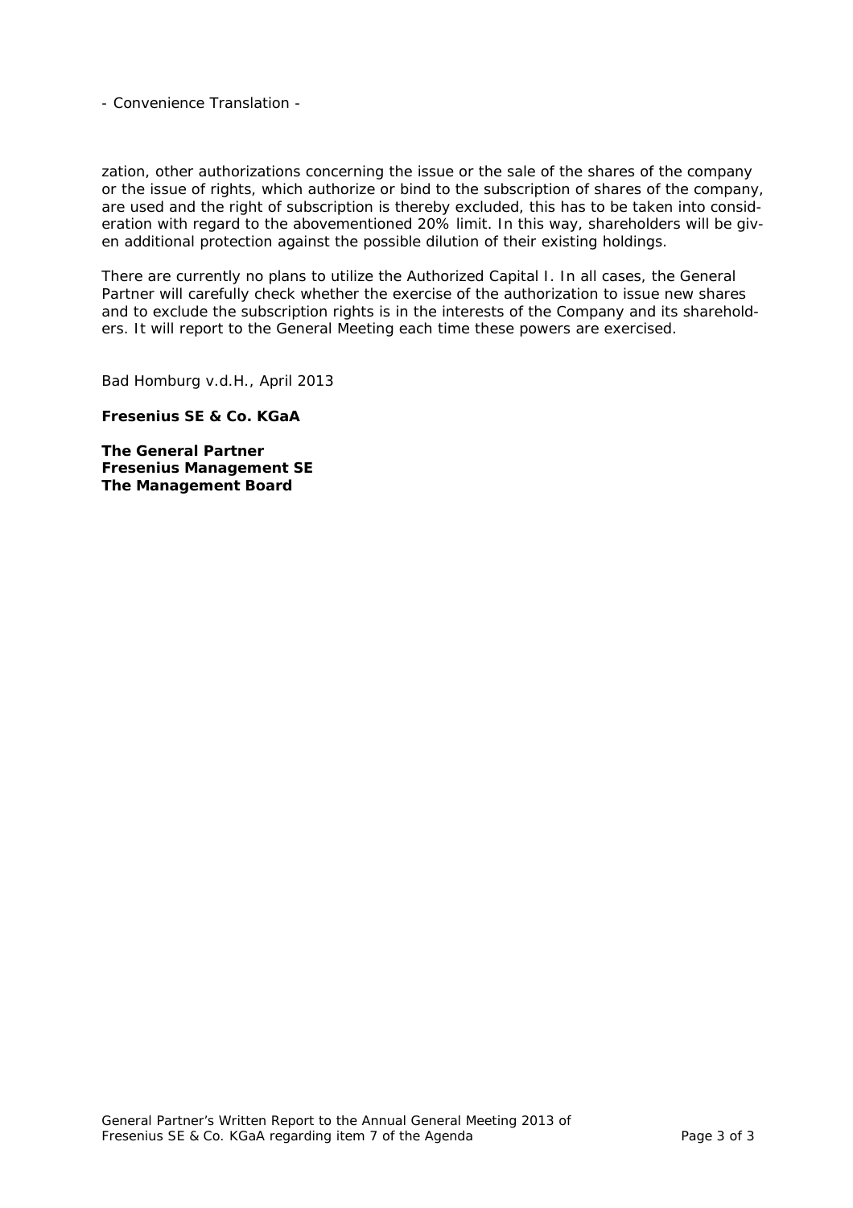- Convenience Translation -

zation, other authorizations concerning the issue or the sale of the shares of the company or the issue of rights, which authorize or bind to the subscription of shares of the company, are used and the right of subscription is thereby excluded, this has to be taken into consideration with regard to the abovementioned 20% limit. In this way, shareholders will be given additional protection against the possible dilution of their existing holdings.

There are currently no plans to utilize the Authorized Capital I. In all cases, the General Partner will carefully check whether the exercise of the authorization to issue new shares and to exclude the subscription rights is in the interests of the Company and its shareholders. It will report to the General Meeting each time these powers are exercised.

Bad Homburg v.d.H., April 2013

**Fresenius SE & Co. KGaA**

**The General Partner**
**Fresenius Management SE**
**The Management Board**